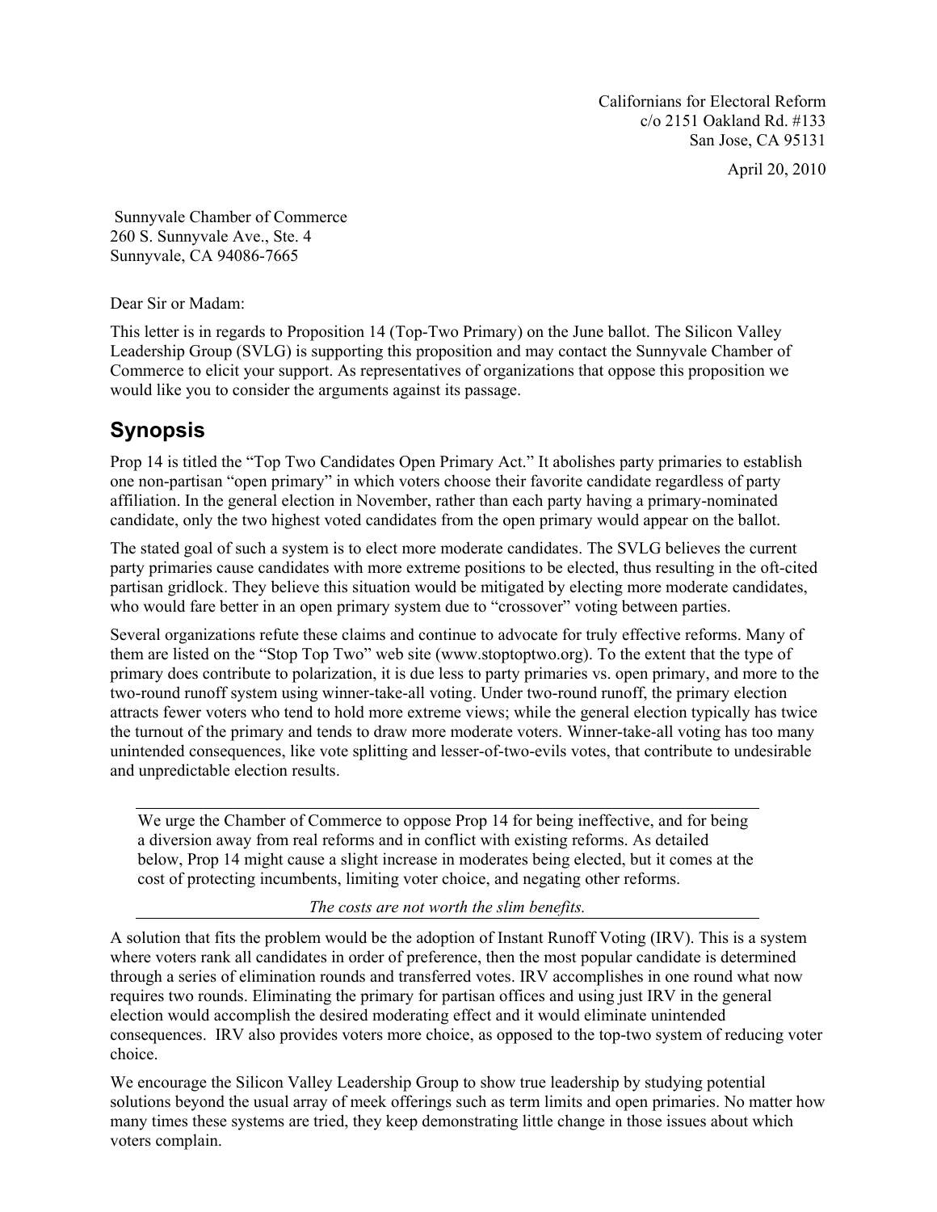Californians for Electoral Reform
c/o 2151 Oakland Rd. #133
San Jose, CA 95131

April 20, 2010

Sunnyvale Chamber of Commerce
260 S. Sunnyvale Ave., Ste. 4
Sunnyvale, CA 94086-7665

Dear Sir or Madam:

This letter is in regards to Proposition 14 (Top-Two Primary) on the June ballot. The Silicon Valley Leadership Group (SVLG) is supporting this proposition and may contact the Sunnyvale Chamber of Commerce to elicit your support. As representatives of organizations that oppose this proposition we would like you to consider the arguments against its passage.

## Synopsis

Prop 14 is titled the "Top Two Candidates Open Primary Act." It abolishes party primaries to establish one non-partisan "open primary" in which voters choose their favorite candidate regardless of party affiliation. In the general election in November, rather than each party having a primary-nominated candidate, only the two highest voted candidates from the open primary would appear on the ballot.

The stated goal of such a system is to elect more moderate candidates. The SVLG believes the current party primaries cause candidates with more extreme positions to be elected, thus resulting in the oft-cited partisan gridlock. They believe this situation would be mitigated by electing more moderate candidates, who would fare better in an open primary system due to "crossover" voting between parties.

Several organizations refute these claims and continue to advocate for truly effective reforms. Many of them are listed on the "Stop Top Two" web site (www.stoptoptwo.org). To the extent that the type of primary does contribute to polarization, it is due less to party primaries vs. open primary, and more to the two-round runoff system using winner-take-all voting. Under two-round runoff, the primary election attracts fewer voters who tend to hold more extreme views; while the general election typically has twice the turnout of the primary and tends to draw more moderate voters. Winner-take-all voting has too many unintended consequences, like vote splitting and lesser-of-two-evils votes, that contribute to undesirable and unpredictable election results.

---

We urge the Chamber of Commerce to oppose Prop 14 for being ineffective, and for being a diversion away from real reforms and in conflict with existing reforms. As detailed below, Prop 14 might cause a slight increase in moderates being elected, but it comes at the cost of protecting incumbents, limiting voter choice, and negating other reforms.

*The costs are not worth the slim benefits.*

---

A solution that fits the problem would be the adoption of Instant Runoff Voting (IRV). This is a system where voters rank all candidates in order of preference, then the most popular candidate is determined through a series of elimination rounds and transferred votes. IRV accomplishes in one round what now requires two rounds. Eliminating the primary for partisan offices and using just IRV in the general election would accomplish the desired moderating effect and it would eliminate unintended consequences. IRV also provides voters more choice, as opposed to the top-two system of reducing voter choice.

We encourage the Silicon Valley Leadership Group to show true leadership by studying potential solutions beyond the usual array of meek offerings such as term limits and open primaries. No matter how many times these systems are tried, they keep demonstrating little change in those issues about which voters complain.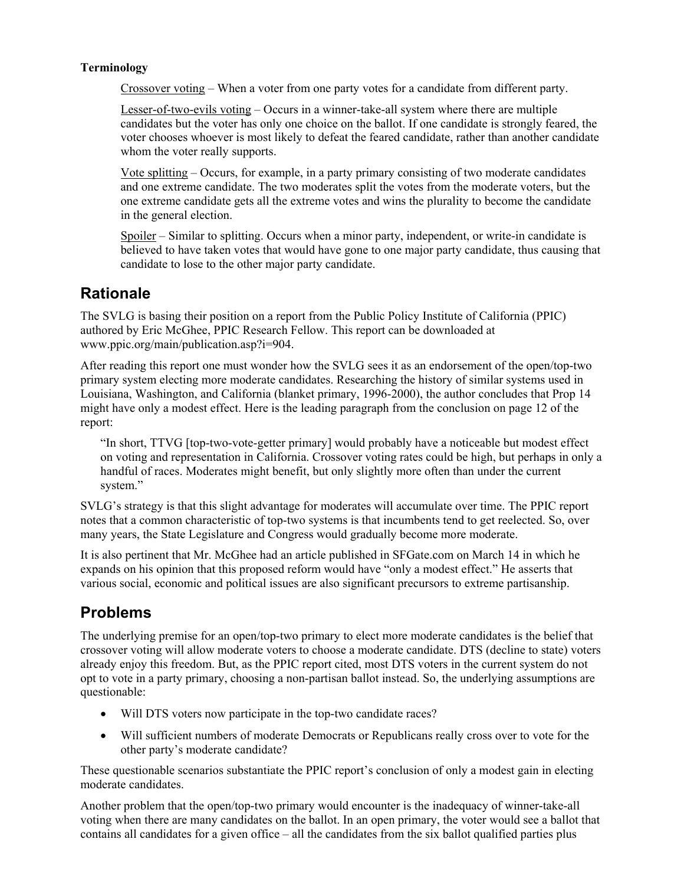**Terminology**

Crossover voting – When a voter from one party votes for a candidate from different party.

Lesser-of-two-evils voting – Occurs in a winner-take-all system where there are multiple candidates but the voter has only one choice on the ballot. If one candidate is strongly feared, the voter chooses whoever is most likely to defeat the feared candidate, rather than another candidate whom the voter really supports.

Vote splitting – Occurs, for example, in a party primary consisting of two moderate candidates and one extreme candidate. The two moderates split the votes from the moderate voters, but the one extreme candidate gets all the extreme votes and wins the plurality to become the candidate in the general election.

Spoiler – Similar to splitting. Occurs when a minor party, independent, or write-in candidate is believed to have taken votes that would have gone to one major party candidate, thus causing that candidate to lose to the other major party candidate.

## Rationale

The SVLG is basing their position on a report from the Public Policy Institute of California (PPIC) authored by Eric McGhee, PPIC Research Fellow. This report can be downloaded at www.ppic.org/main/publication.asp?i=904.

After reading this report one must wonder how the SVLG sees it as an endorsement of the open/top-two primary system electing more moderate candidates. Researching the history of similar systems used in Louisiana, Washington, and California (blanket primary, 1996-2000), the author concludes that Prop 14 might have only a modest effect. Here is the leading paragraph from the conclusion on page 12 of the report:

> "In short, TTVG [top-two-vote-getter primary] would probably have a noticeable but modest effect on voting and representation in California. Crossover voting rates could be high, but perhaps in only a handful of races. Moderates might benefit, but only slightly more often than under the current system."

SVLG's strategy is that this slight advantage for moderates will accumulate over time. The PPIC report notes that a common characteristic of top-two systems is that incumbents tend to get reelected. So, over many years, the State Legislature and Congress would gradually become more moderate.

It is also pertinent that Mr. McGhee had an article published in SFGate.com on March 14 in which he expands on his opinion that this proposed reform would have "only a modest effect." He asserts that various social, economic and political issues are also significant precursors to extreme partisanship.

## Problems

The underlying premise for an open/top-two primary to elect more moderate candidates is the belief that crossover voting will allow moderate voters to choose a moderate candidate. DTS (decline to state) voters already enjoy this freedom. But, as the PPIC report cited, most DTS voters in the current system do not opt to vote in a party primary, choosing a non-partisan ballot instead. So, the underlying assumptions are questionable:

- Will DTS voters now participate in the top-two candidate races?
- Will sufficient numbers of moderate Democrats or Republicans really cross over to vote for the other party's moderate candidate?

These questionable scenarios substantiate the PPIC report's conclusion of only a modest gain in electing moderate candidates.

Another problem that the open/top-two primary would encounter is the inadequacy of winner-take-all voting when there are many candidates on the ballot. In an open primary, the voter would see a ballot that contains all candidates for a given office – all the candidates from the six ballot qualified parties plus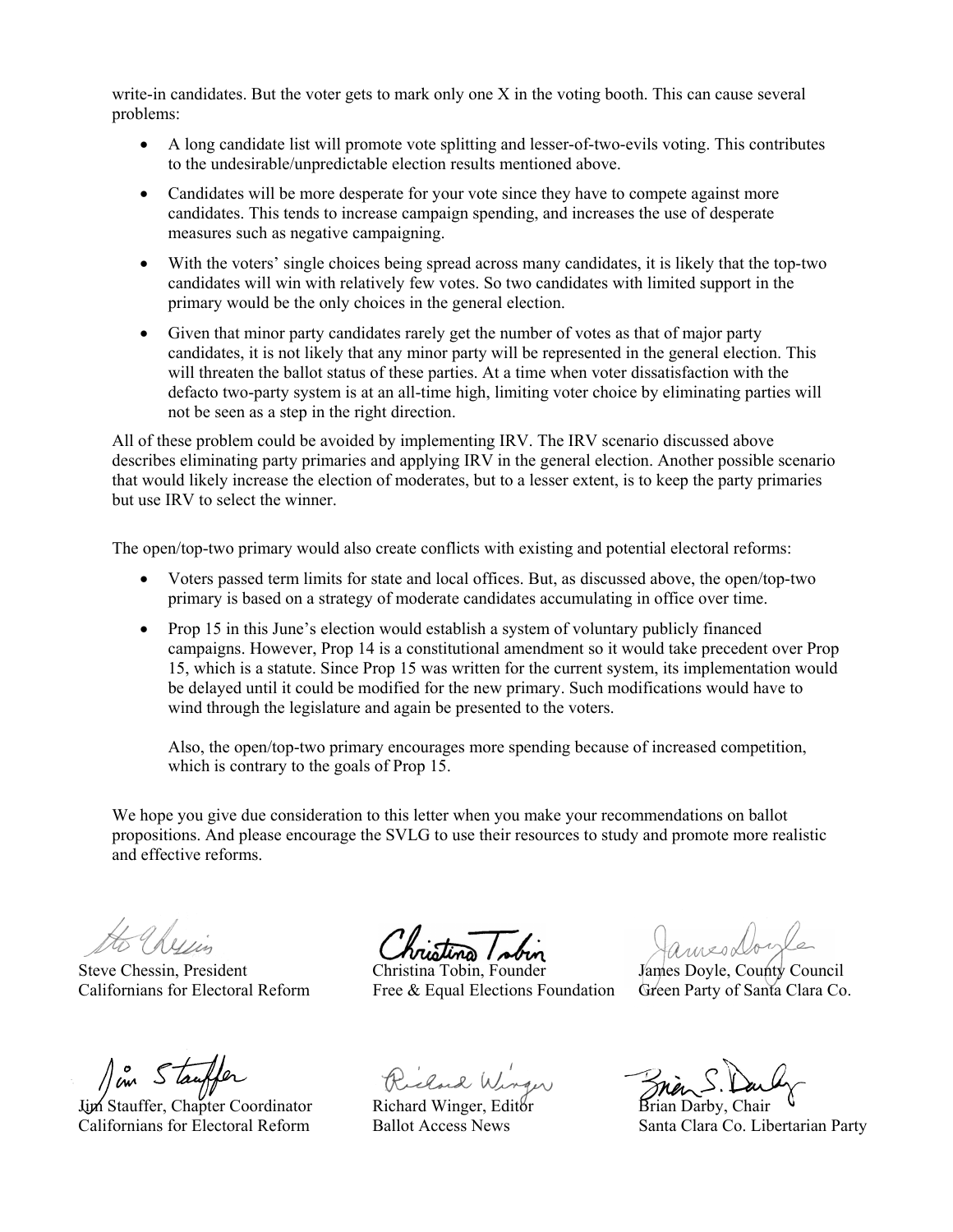write-in candidates. But the voter gets to mark only one X in the voting booth. This can cause several problems:

- A long candidate list will promote vote splitting and lesser-of-two-evils voting. This contributes to the undesirable/unpredictable election results mentioned above.
- Candidates will be more desperate for your vote since they have to compete against more candidates. This tends to increase campaign spending, and increases the use of desperate measures such as negative campaigning.
- With the voters' single choices being spread across many candidates, it is likely that the top-two candidates will win with relatively few votes. So two candidates with limited support in the primary would be the only choices in the general election.
- Given that minor party candidates rarely get the number of votes as that of major party candidates, it is not likely that any minor party will be represented in the general election. This will threaten the ballot status of these parties. At a time when voter dissatisfaction with the defacto two-party system is at an all-time high, limiting voter choice by eliminating parties will not be seen as a step in the right direction.

All of these problem could be avoided by implementing IRV. The IRV scenario discussed above describes eliminating party primaries and applying IRV in the general election. Another possible scenario that would likely increase the election of moderates, but to a lesser extent, is to keep the party primaries but use IRV to select the winner.

The open/top-two primary would also create conflicts with existing and potential electoral reforms:

- Voters passed term limits for state and local offices. But, as discussed above, the open/top-two primary is based on a strategy of moderate candidates accumulating in office over time.
- Prop 15 in this June's election would establish a system of voluntary publicly financed campaigns. However, Prop 14 is a constitutional amendment so it would take precedent over Prop 15, which is a statute. Since Prop 15 was written for the current system, its implementation would be delayed until it could be modified for the new primary. Such modifications would have to wind through the legislature and again be presented to the voters.

  Also, the open/top-two primary encourages more spending because of increased competition, which is contrary to the goals of Prop 15.

We hope you give due consideration to this letter when you make your recommendations on ballot propositions. And please encourage the SVLG to use their resources to study and promote more realistic and effective reforms.

Steve Chessin, President
Californians for Electoral Reform

Christina Tobin, Founder
Free & Equal Elections Foundation

James Doyle, County Council
Green Party of Santa Clara Co.

Jim Stauffer, Chapter Coordinator
Californians for Electoral Reform

Richard Winger, Editor
Ballot Access News

Brian Darby, Chair
Santa Clara Co. Libertarian Party